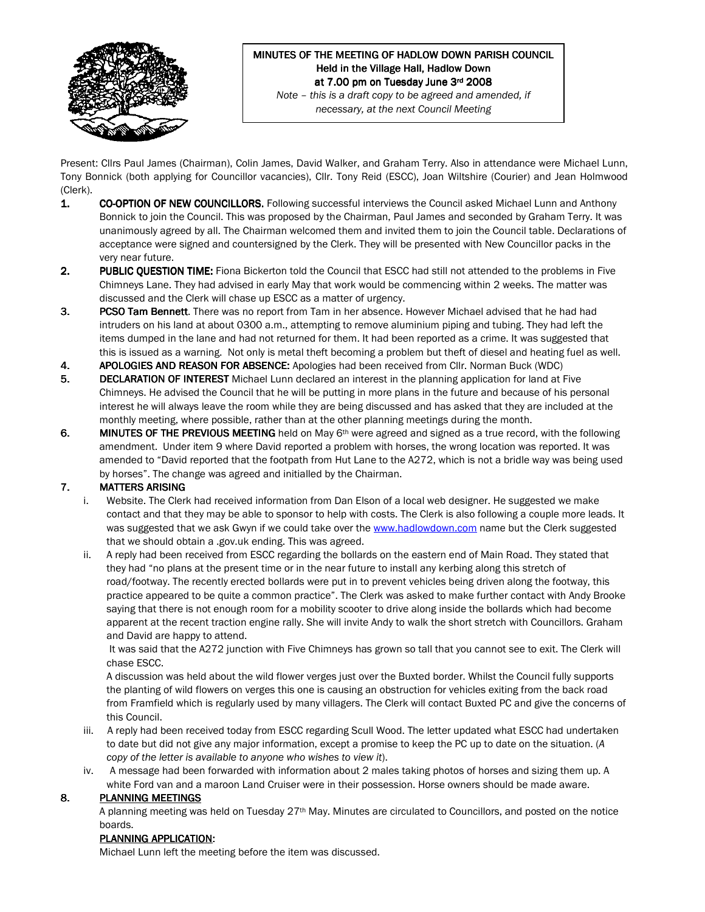# MINUTES OF THE MEETING OF HADLOW DOWN PARISH COUNCIL

**Held in the Village Hall, Hadlow Down**
**at 7.00 pm on Tuesday June 3rd 2008**

*Note – this is a draft copy to be agreed and amended, if necessary, at the next Council Meeting*

Present: Cllrs Paul James (Chairman), Colin James, David Walker, and Graham Terry. Also in attendance were Michael Lunn, Tony Bonnick (both applying for Councillor vacancies), Cllr. Tony Reid (ESCC), Joan Wiltshire (Courier) and Jean Holmwood (Clerk).

1. **CO-OPTION OF NEW COUNCILLORS.** Following successful interviews the Council asked Michael Lunn and Anthony Bonnick to join the Council. This was proposed by the Chairman, Paul James and seconded by Graham Terry. It was unanimously agreed by all. The Chairman welcomed them and invited them to join the Council table. Declarations of acceptance were signed and countersigned by the Clerk. They will be presented with New Councillor packs in the very near future.
2. **PUBLIC QUESTION TIME:** Fiona Bickerton told the Council that ESCC had still not attended to the problems in Five Chimneys Lane. They had advised in early May that work would be commencing within 2 weeks. The matter was discussed and the Clerk will chase up ESCC as a matter of urgency.
3. **PCSO Tam Bennett**. There was no report from Tam in her absence. However Michael advised that he had had intruders on his land at about 0300 a.m., attempting to remove aluminium piping and tubing. They had left the items dumped in the lane and had not returned for them. It had been reported as a crime. It was suggested that this is issued as a warning. Not only is metal theft becoming a problem but theft of diesel and heating fuel as well.
4. **APOLOGIES AND REASON FOR ABSENCE:** Apologies had been received from Cllr. Norman Buck (WDC)
5. **DECLARATION OF INTEREST** Michael Lunn declared an interest in the planning application for land at Five Chimneys. He advised the Council that he will be putting in more plans in the future and because of his personal interest he will always leave the room while they are being discussed and has asked that they are included at the monthly meeting, where possible, rather than at the other planning meetings during the month.
6. **MINUTES OF THE PREVIOUS MEETING** held on May 6th were agreed and signed as a true record, with the following amendment. Under item 9 where David reported a problem with horses, the wrong location was reported. It was amended to "David reported that the footpath from Hut Lane to the A272, which is not a bridle way was being used by horses". The change was agreed and initialled by the Chairman.
7. **MATTERS ARISING**
   i. Website. The Clerk had received information from Dan Elson of a local web designer. He suggested we make contact and that they may be able to sponsor to help with costs. The Clerk is also following a couple more leads. It was suggested that we ask Gwyn if we could take over the www.hadlowdown.com name but the Clerk suggested that we should obtain a .gov.uk ending. This was agreed.
   ii. A reply had been received from ESCC regarding the bollards on the eastern end of Main Road. They stated that they had "no plans at the present time or in the near future to install any kerbing along this stretch of road/footway. The recently erected bollards were put in to prevent vehicles being driven along the footway, this practice appeared to be quite a common practice". The Clerk was asked to make further contact with Andy Brooke saying that there is not enough room for a mobility scooter to drive along inside the bollards which had become apparent at the recent traction engine rally. She will invite Andy to walk the short stretch with Councillors. Graham and David are happy to attend.

      It was said that the A272 junction with Five Chimneys has grown so tall that you cannot see to exit. The Clerk will chase ESCC.

      A discussion was held about the wild flower verges just over the Buxted border. Whilst the Council fully supports the planting of wild flowers on verges this one is causing an obstruction for vehicles exiting from the back road from Framfield which is regularly used by many villagers. The Clerk will contact Buxted PC and give the concerns of this Council.
   iii. A reply had been received today from ESCC regarding Scull Wood. The letter updated what ESCC had undertaken to date but did not give any major information, except a promise to keep the PC up to date on the situation. (*A copy of the letter is available to anyone who wishes to view it*).
   iv. A message had been forwarded with information about 2 males taking photos of horses and sizing them up. A white Ford van and a maroon Land Cruiser were in their possession. Horse owners should be made aware.
8. **PLANNING MEETINGS**

   A planning meeting was held on Tuesday 27th May. Minutes are circulated to Councillors, and posted on the notice boards.

   **PLANNING APPLICATION:**

   Michael Lunn left the meeting before the item was discussed.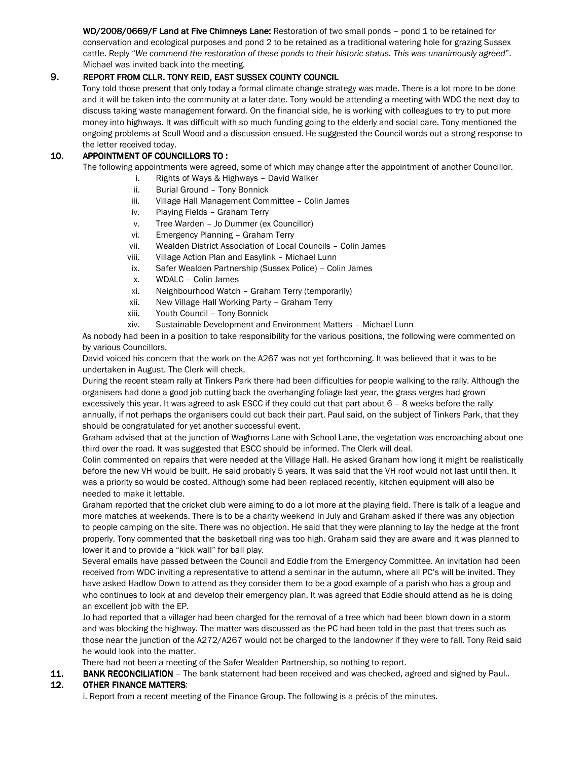**WD/2008/0669/F Land at Five Chimneys Lane:** Restoration of two small ponds – pond 1 to be retained for conservation and ecological purposes and pond 2 to be retained as a traditional watering hole for grazing Sussex cattle. Reply "*We commend the restoration of these ponds to their historic status. This was unanimously agreed*". Michael was invited back into the meeting.

## 9. REPORT FROM CLLR. TONY REID, EAST SUSSEX COUNTY COUNCIL

Tony told those present that only today a formal climate change strategy was made. There is a lot more to be done and it will be taken into the community at a later date. Tony would be attending a meeting with WDC the next day to discuss taking waste management forward. On the financial side, he is working with colleagues to try to put more money into highways. It was difficult with so much funding going to the elderly and social care. Tony mentioned the ongoing problems at Scull Wood and a discussion ensued. He suggested the Council words out a strong response to the letter received today.

## 10. APPOINTMENT OF COUNCILLORS TO :

The following appointments were agreed, some of which may change after the appointment of another Councillor.

i. Rights of Ways & Highways – David Walker
ii. Burial Ground – Tony Bonnick
iii. Village Hall Management Committee – Colin James
iv. Playing Fields – Graham Terry
v. Tree Warden – Jo Dummer (ex Councillor)
vi. Emergency Planning – Graham Terry
vii. Wealden District Association of Local Councils – Colin James
viii. Village Action Plan and Easylink – Michael Lunn
ix. Safer Wealden Partnership (Sussex Police) – Colin James
x. WDALC – Colin James
xi. Neighbourhood Watch – Graham Terry (temporarily)
xii. New Village Hall Working Party – Graham Terry
xiii. Youth Council – Tony Bonnick
xiv. Sustainable Development and Environment Matters – Michael Lunn

As nobody had been in a position to take responsibility for the various positions, the following were commented on by various Councillors.

David voiced his concern that the work on the A267 was not yet forthcoming. It was believed that it was to be undertaken in August. The Clerk will check.

During the recent steam rally at Tinkers Park there had been difficulties for people walking to the rally. Although the organisers had done a good job cutting back the overhanging foliage last year, the grass verges had grown excessively this year. It was agreed to ask ESCC if they could cut that part about 6 – 8 weeks before the rally annually, if not perhaps the organisers could cut back their part. Paul said, on the subject of Tinkers Park, that they should be congratulated for yet another successful event.

Graham advised that at the junction of Waghorns Lane with School Lane, the vegetation was encroaching about one third over the road. It was suggested that ESCC should be informed. The Clerk will deal.

Colin commented on repairs that were needed at the Village Hall. He asked Graham how long it might be realistically before the new VH would be built. He said probably 5 years. It was said that the VH roof would not last until then. It was a priority so would be costed. Although some had been replaced recently, kitchen equipment will also be needed to make it lettable.

Graham reported that the cricket club were aiming to do a lot more at the playing field. There is talk of a league and more matches at weekends. There is to be a charity weekend in July and Graham asked if there was any objection to people camping on the site. There was no objection. He said that they were planning to lay the hedge at the front properly. Tony commented that the basketball ring was too high. Graham said they are aware and it was planned to lower it and to provide a "kick wall" for ball play.

Several emails have passed between the Council and Eddie from the Emergency Committee. An invitation had been received from WDC inviting a representative to attend a seminar in the autumn, where all PC's will be invited. They have asked Hadlow Down to attend as they consider them to be a good example of a parish who has a group and who continues to look at and develop their emergency plan. It was agreed that Eddie should attend as he is doing an excellent job with the EP.

Jo had reported that a villager had been charged for the removal of a tree which had been blown down in a storm and was blocking the highway. The matter was discussed as the PC had been told in the past that trees such as those near the junction of the A272/A267 would not be charged to the landowner if they were to fall. Tony Reid said he would look into the matter.

There had not been a meeting of the Safer Wealden Partnership, so nothing to report.

## 11. BANK RECONCILIATION

– The bank statement had been received and was checked, agreed and signed by Paul..

## 12. OTHER FINANCE MATTERS:

i. Report from a recent meeting of the Finance Group. The following is a précis of the minutes.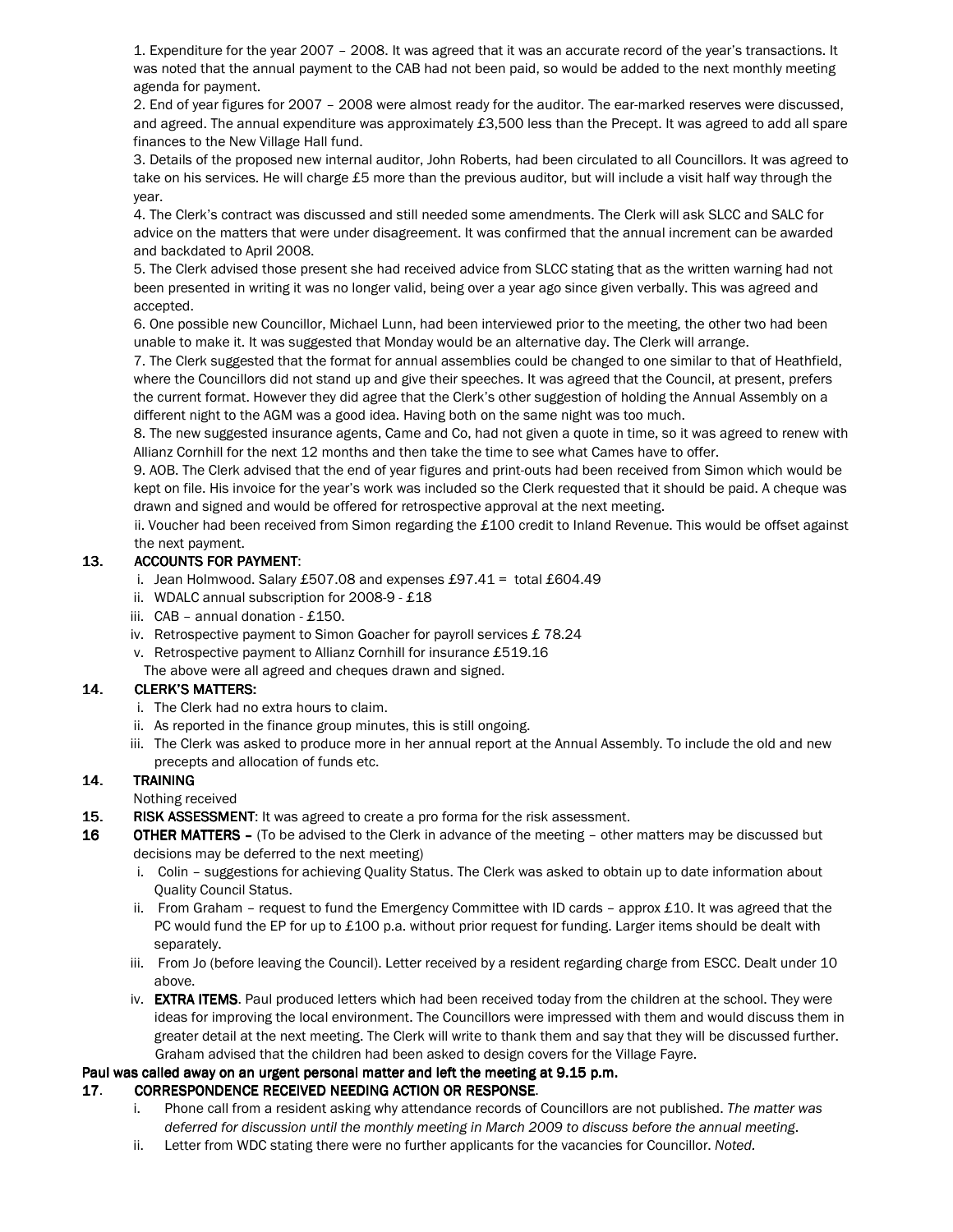1. Expenditure for the year 2007 – 2008. It was agreed that it was an accurate record of the year's transactions. It was noted that the annual payment to the CAB had not been paid, so would be added to the next monthly meeting agenda for payment.
2. End of year figures for 2007 – 2008 were almost ready for the auditor. The ear-marked reserves were discussed, and agreed. The annual expenditure was approximately £3,500 less than the Precept. It was agreed to add all spare finances to the New Village Hall fund.
3. Details of the proposed new internal auditor, John Roberts, had been circulated to all Councillors. It was agreed to take on his services. He will charge £5 more than the previous auditor, but will include a visit half way through the year.
4. The Clerk's contract was discussed and still needed some amendments. The Clerk will ask SLCC and SALC for advice on the matters that were under disagreement. It was confirmed that the annual increment can be awarded and backdated to April 2008.
5. The Clerk advised those present she had received advice from SLCC stating that as the written warning had not been presented in writing it was no longer valid, being over a year ago since given verbally. This was agreed and accepted.
6. One possible new Councillor, Michael Lunn, had been interviewed prior to the meeting, the other two had been unable to make it. It was suggested that Monday would be an alternative day. The Clerk will arrange.
7. The Clerk suggested that the format for annual assemblies could be changed to one similar to that of Heathfield, where the Councillors did not stand up and give their speeches. It was agreed that the Council, at present, prefers the current format. However they did agree that the Clerk's other suggestion of holding the Annual Assembly on a different night to the AGM was a good idea. Having both on the same night was too much.
8. The new suggested insurance agents, Came and Co, had not given a quote in time, so it was agreed to renew with Allianz Cornhill for the next 12 months and then take the time to see what Cames have to offer.
9. AOB. The Clerk advised that the end of year figures and print-outs had been received from Simon which would be kept on file. His invoice for the year's work was included so the Clerk requested that it should be paid. A cheque was drawn and signed and would be offered for retrospective approval at the next meeting.
ii. Voucher had been received from Simon regarding the £100 credit to Inland Revenue. This would be offset against the next payment.

**13. ACCOUNTS FOR PAYMENT**:

i. Jean Holmwood. Salary £507.08 and expenses £97.41 = total £604.49
ii. WDALC annual subscription for 2008-9 - £18
iii. CAB – annual donation - £150.
iv. Retrospective payment to Simon Goacher for payroll services £ 78.24
v. Retrospective payment to Allianz Cornhill for insurance £519.16

The above were all agreed and cheques drawn and signed.

**14. CLERK'S MATTERS:**

i. The Clerk had no extra hours to claim.
ii. As reported in the finance group minutes, this is still ongoing.
iii. The Clerk was asked to produce more in her annual report at the Annual Assembly. To include the old and new precepts and allocation of funds etc.

**14. TRAINING**

Nothing received

**15. RISK ASSESSMENT**: It was agreed to create a pro forma for the risk assessment.

**16 OTHER MATTERS –** (To be advised to the Clerk in advance of the meeting – other matters may be discussed but decisions may be deferred to the next meeting)

i. Colin – suggestions for achieving Quality Status. The Clerk was asked to obtain up to date information about Quality Council Status.
ii. From Graham – request to fund the Emergency Committee with ID cards – approx £10. It was agreed that the PC would fund the EP for up to £100 p.a. without prior request for funding. Larger items should be dealt with separately.
iii. From Jo (before leaving the Council). Letter received by a resident regarding charge from ESCC. Dealt under 10 above.
iv. **EXTRA ITEMS**. Paul produced letters which had been received today from the children at the school. They were ideas for improving the local environment. The Councillors were impressed with them and would discuss them in greater detail at the next meeting. The Clerk will write to thank them and say that they will be discussed further. Graham advised that the children had been asked to design covers for the Village Fayre.

**Paul was called away on an urgent personal matter and left the meeting at 9.15 p.m.**

**17. CORRESPONDENCE RECEIVED NEEDING ACTION OR RESPONSE**.

i. Phone call from a resident asking why attendance records of Councillors are not published. *The matter was deferred for discussion until the monthly meeting in March 2009 to discuss before the annual meeting*.
ii. Letter from WDC stating there were no further applicants for the vacancies for Councillor. *Noted.*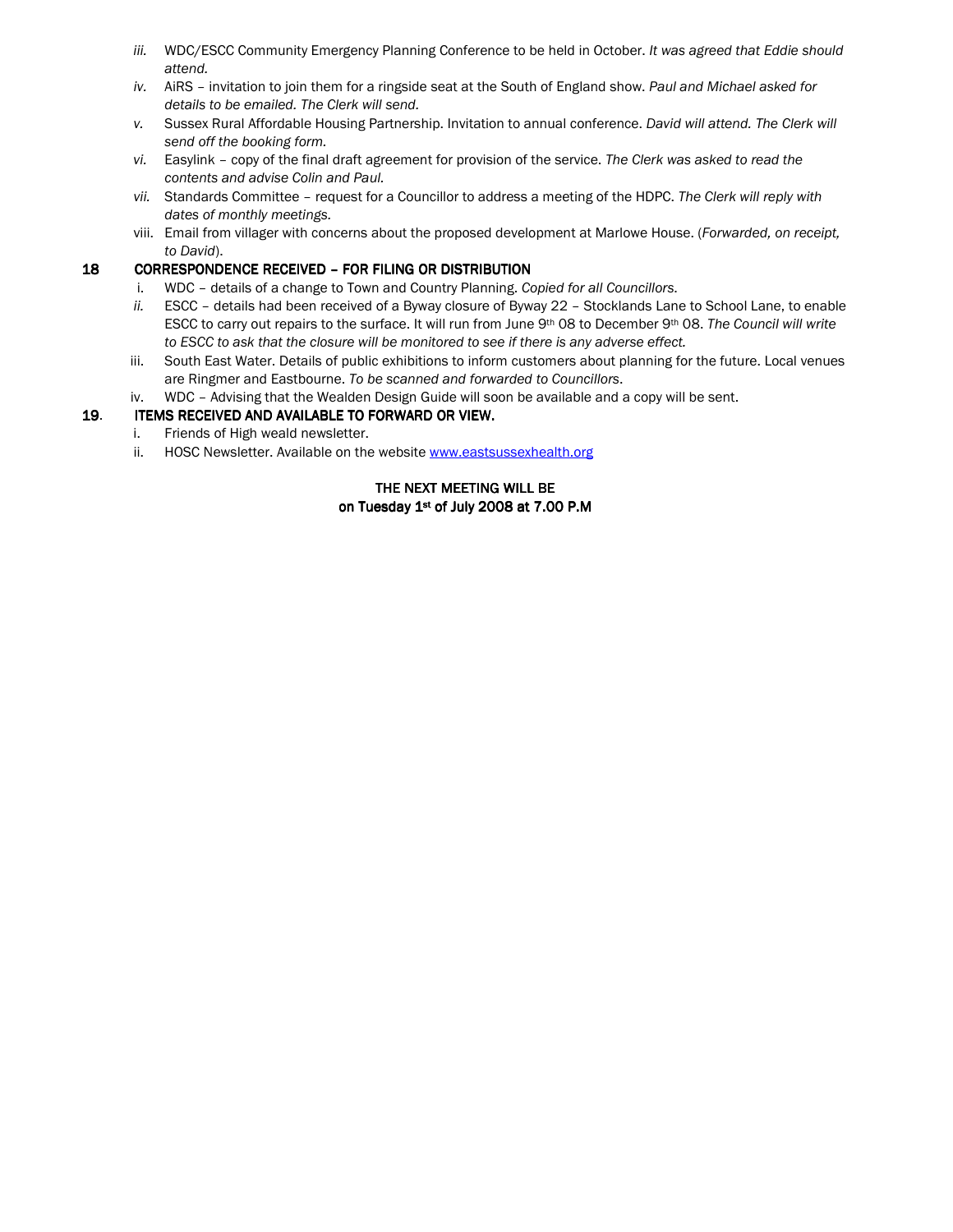iii. WDC/ESCC Community Emergency Planning Conference to be held in October. *It was agreed that Eddie should attend.*

iv. AiRS – invitation to join them for a ringside seat at the South of England show. *Paul and Michael asked for details to be emailed. The Clerk will send.*

v. Sussex Rural Affordable Housing Partnership. Invitation to annual conference. *David will attend. The Clerk will send off the booking form.*

vi. Easylink – copy of the final draft agreement for provision of the service. *The Clerk was asked to read the contents and advise Colin and Paul.*

vii. Standards Committee – request for a Councillor to address a meeting of the HDPC. *The Clerk will reply with dates of monthly meetings.*

viii. Email from villager with concerns about the proposed development at Marlowe House. (*Forwarded, on receipt, to David*).

## 18 CORRESPONDENCE RECEIVED – FOR FILING OR DISTRIBUTION

i. WDC – details of a change to Town and Country Planning. *Copied for all Councillors.*

ii. ESCC – details had been received of a Byway closure of Byway 22 – Stocklands Lane to School Lane, to enable ESCC to carry out repairs to the surface. It will run from June 9th 08 to December 9th 08. *The Council will write to ESCC to ask that the closure will be monitored to see if there is any adverse effect.*

iii. South East Water. Details of public exhibitions to inform customers about planning for the future. Local venues are Ringmer and Eastbourne. *To be scanned and forwarded to Councillors.*

iv. WDC – Advising that the Wealden Design Guide will soon be available and a copy will be sent.

## 19. ITEMS RECEIVED AND AVAILABLE TO FORWARD OR VIEW.

i. Friends of High weald newsletter.

ii. HOSC Newsletter. Available on the website www.eastsussexhealth.org

**THE NEXT MEETING WILL BE**
**on Tuesday 1st of July 2008 at 7.00 P.M**